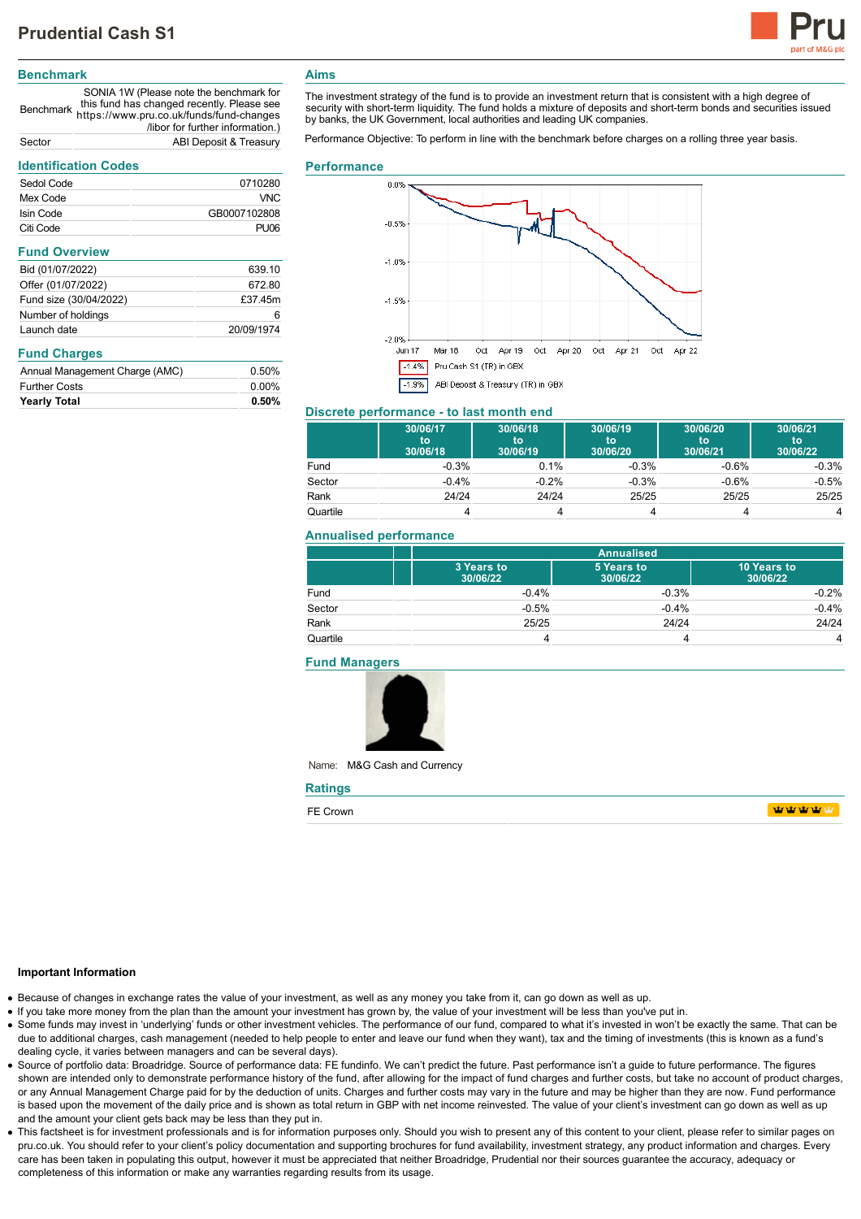# Prudential Cash S1

## Benchmark

| | |
|---|---|
| Benchmark | SONIA 1W (Please note the benchmark for this fund has changed recently. Please see https://www.pru.co.uk/funds/fund-changes /libor for further information.) |
| Sector | ABI Deposit & Treasury |

## Identification Codes

| | |
|---|---|
| Sedol Code | 0710280 |
| Mex Code | VNC |
| Isin Code | GB0007102808 |
| Citi Code | PU06 |

## Fund Overview

| | |
|---|---|
| Bid (01/07/2022) | 639.10 |
| Offer (01/07/2022) | 672.80 |
| Fund size (30/04/2022) | £37.45m |
| Number of holdings | 6 |
| Launch date | 20/09/1974 |

## Fund Charges

| | |
|---|---|
| Annual Management Charge (AMC) | 0.50% |
| Further Costs | 0.00% |
| **Yearly Total** | **0.50%** |

## Aims

The investment strategy of the fund is to provide an investment return that is consistent with a high degree of security with short-term liquidity. The fund holds a mixture of deposits and short-term bonds and securities issued by banks, the UK Government, local authorities and leading UK companies.

Performance Objective: To perform in line with the benchmark before charges on a rolling three year basis.

## Performance

-1.4% Pru Cash S1 (TR) in GBX

-1.9% ABI Deposit & Treasury (TR) in GBX

## Discrete performance - to last month end

| | 30/06/17 to 30/06/18 | 30/06/18 to 30/06/19 | 30/06/19 to 30/06/20 | 30/06/20 to 30/06/21 | 30/06/21 to 30/06/22 |
|---|---|---|---|---|---|
| Fund | -0.3% | 0.1% | -0.3% | -0.6% | -0.3% |
| Sector | -0.4% | -0.2% | -0.3% | -0.6% | -0.5% |
| Rank | 24/24 | 24/24 | 25/25 | 25/25 | 25/25 |
| Quartile | 4 | 4 | 4 | 4 | 4 |

## Annualised performance

| | Annualised | | |
|---|---|---|---|
| | 3 Years to 30/06/22 | 5 Years to 30/06/22 | 10 Years to 30/06/22 |
| Fund | -0.4% | -0.3% | -0.2% |
| Sector | -0.5% | -0.4% | -0.4% |
| Rank | 25/25 | 24/24 | 24/24 |
| Quartile | 4 | 4 | 4 |

## Fund Managers

Name: M&G Cash and Currency

## Ratings

| | |
|---|---|
| FE Crown | |

### Important Information

- Because of changes in exchange rates the value of your investment, as well as any money you take from it, can go down as well as up.
- If you take more money from the plan than the amount your investment has grown by, the value of your investment will be less than you've put in.
- Some funds may invest in 'underlying' funds or other investment vehicles. The performance of our fund, compared to what it's invested in won't be exactly the same. That can be due to additional charges, cash management (needed to help people to enter and leave our fund when they want), tax and the timing of investments (this is known as a fund's dealing cycle, it varies between managers and can be several days).
- Source of portfolio data: Broadridge. Source of performance data: FE fundinfo. We can't predict the future. Past performance isn't a guide to future performance. The figures shown are intended only to demonstrate performance history of the fund, after allowing for the impact of fund charges and further costs, but take no account of product charges, or any Annual Management Charge paid for by the deduction of units. Charges and further costs may vary in the future and may be higher than they are now. Fund performance is based upon the movement of the daily price and is shown as total return in GBP with net income reinvested. The value of your client's investment can go down as well as up and the amount your client gets back may be less than they put in.
- This factsheet is for investment professionals and is for information purposes only. Should you wish to present any of this content to your client, please refer to similar pages on pru.co.uk. You should refer to your client's policy documentation and supporting brochures for fund availability, investment strategy, any product information and charges. Every care has been taken in populating this output, however it must be appreciated that neither Broadridge, Prudential nor their sources guarantee the accuracy, adequacy or completeness of this information or make any warranties regarding results from its usage.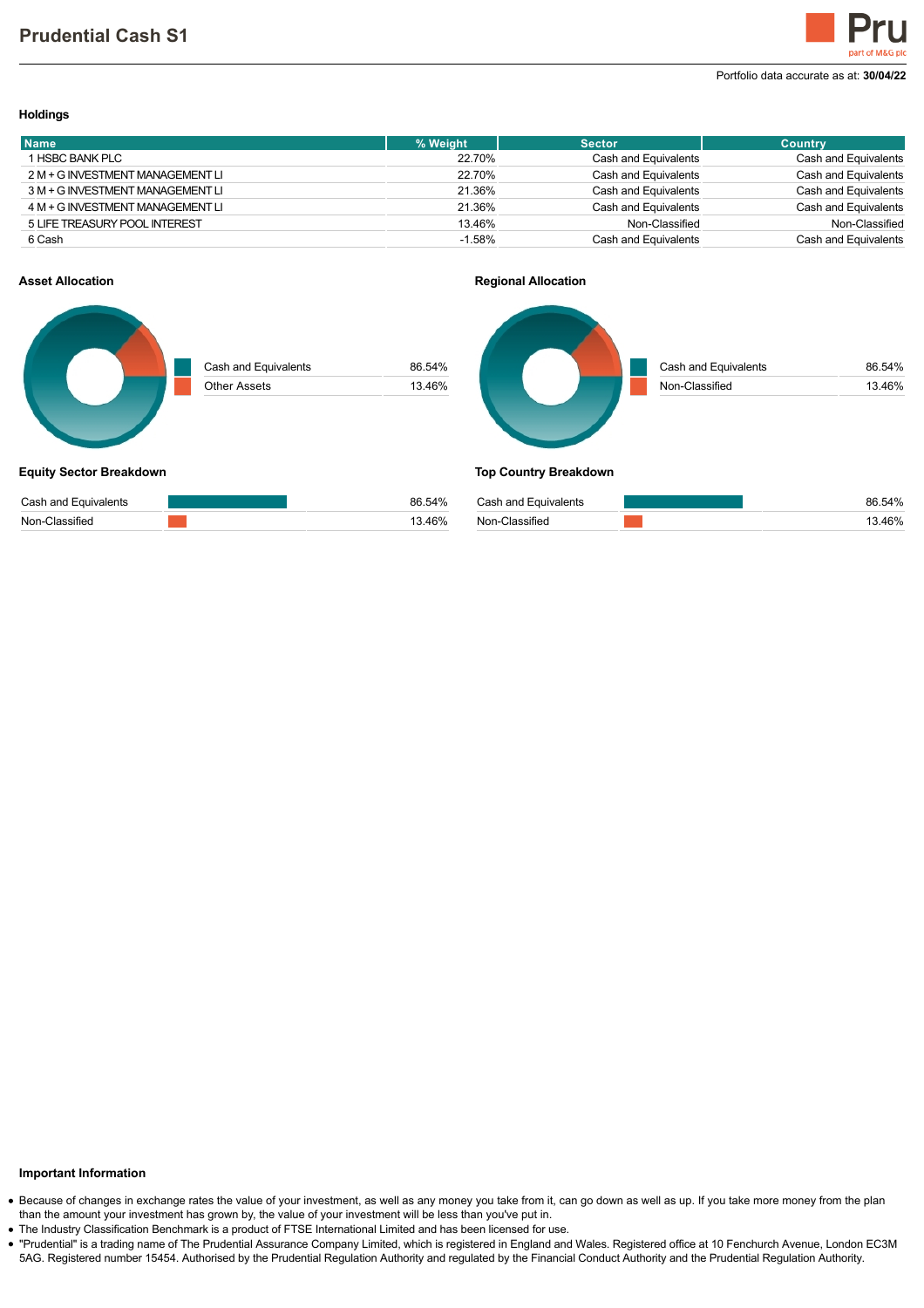# Prudential Cash S1

Portfolio data accurate as at: **30/04/22**

## Holdings

| Name | % Weight | Sector | Country |
|---|---|---|---|
| 1 HSBC BANK PLC | 22.70% | Cash and Equivalents | Cash and Equivalents |
| 2 M + G INVESTMENT MANAGEMENT LI | 22.70% | Cash and Equivalents | Cash and Equivalents |
| 3 M + G INVESTMENT MANAGEMENT LI | 21.36% | Cash and Equivalents | Cash and Equivalents |
| 4 M + G INVESTMENT MANAGEMENT LI | 21.36% | Cash and Equivalents | Cash and Equivalents |
| 5 LIFE TREASURY POOL INTEREST | 13.46% | Non-Classified | Non-Classified |
| 6 Cash | -1.58% | Cash and Equivalents | Cash and Equivalents |

## Asset Allocation

Cash and Equivalents 86.54%

Other Assets 13.46%

## Regional Allocation

Cash and Equivalents 86.54%

Non-Classified 13.46%

## Equity Sector Breakdown

Cash and Equivalents 86.54%

Non-Classified 13.46%

## Top Country Breakdown

Cash and Equivalents 86.54%

Non-Classified 13.46%

## Important Information

- Because of changes in exchange rates the value of your investment, as well as any money you take from it, can go down as well as up. If you take more money from the plan than the amount your investment has grown by, the value of your investment will be less than you've put in.
- The Industry Classification Benchmark is a product of FTSE International Limited and has been licensed for use.
- "Prudential" is a trading name of The Prudential Assurance Company Limited, which is registered in England and Wales. Registered office at 10 Fenchurch Avenue, London EC3M 5AG. Registered number 15454. Authorised by the Prudential Regulation Authority and regulated by the Financial Conduct Authority and the Prudential Regulation Authority.